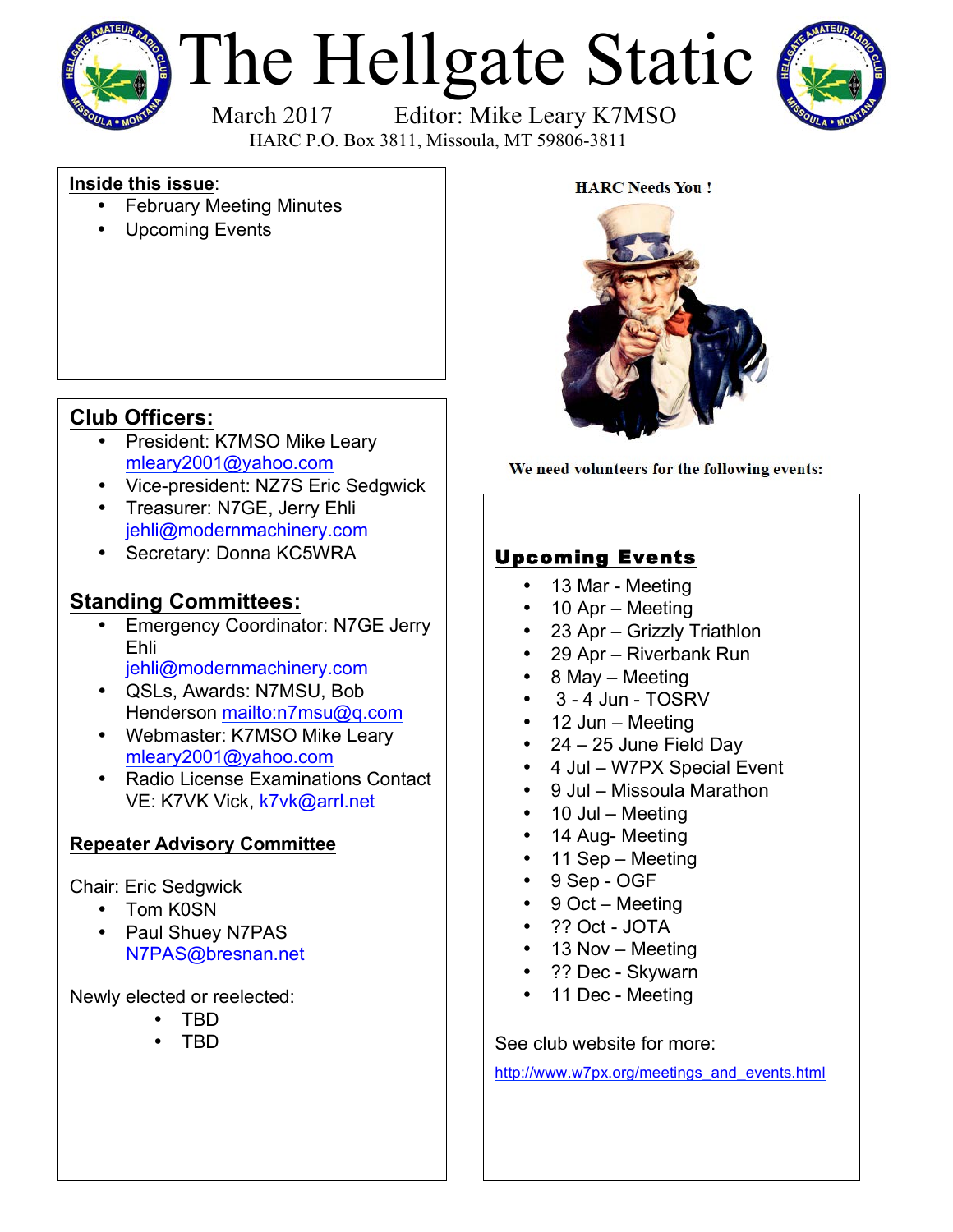# The Hellgate Static

March 2017 Editor: Mike Leary K7MSO

HARC P.O. Box 3811, Missoula, MT 59806-3811

**Inside this issue**:

- February Meeting Minutes
- Upcoming Events

## Club Officers:

- President: K7MSO Mike Leary mleary2001@yahoo.com
- Vice-president: NZ7S Eric Sedgwick
- Treasurer: N7GE, Jerry Ehli jehli@modernmachinery.com
- Secretary: Donna KC5WRA

## Standing Committees:

- Emergency Coordinator: N7GE Jerry Ehli jehli@modernmachinery.com
- QSLs, Awards: N7MSU, Bob Henderson mailto:n7msu@q.com
- Webmaster: K7MSO Mike Leary mleary2001@yahoo.com
- Radio License Examinations Contact VE: K7VK Vick, k7vk@arrl.net

### Repeater Advisory Committee

Chair: Eric Sedgwick

- Tom K0SN
- Paul Shuey N7PAS N7PAS@bresnan.net

Newly elected or reelected:

- TBD
- TBD

**HARC Needs You !**

**We need volunteers for the following events:**

## Upcoming Events

- 13 Mar - Meeting
- 10 Apr – Meeting
- 23 Apr – Grizzly Triathlon
- 29 Apr – Riverbank Run
- 8 May – Meeting
- 3 - 4 Jun - TOSRV
- 12 Jun – Meeting
- 24 – 25 June Field Day
- 4 Jul – W7PX Special Event
- 9 Jul – Missoula Marathon
- 10 Jul – Meeting
- 14 Aug- Meeting
- 11 Sep – Meeting
- 9 Sep - OGF
- 9 Oct – Meeting
- ?? Oct - JOTA
- 13 Nov – Meeting
- ?? Dec - Skywarn
- 11 Dec - Meeting

See club website for more:

http://www.w7px.org/meetings_and_events.html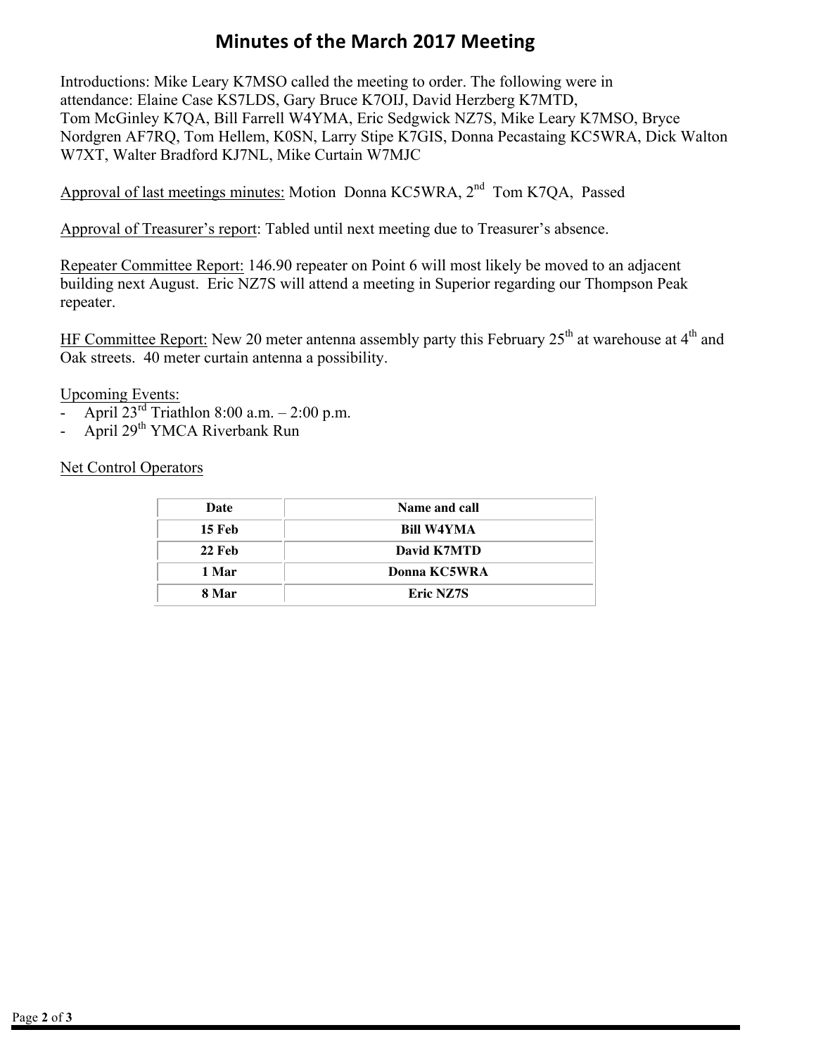# Minutes of the March 2017 Meeting

Introductions: Mike Leary K7MSO called the meeting to order. The following were in attendance: Elaine Case KS7LDS, Gary Bruce K7OIJ, David Herzberg K7MTD, Tom McGinley K7QA, Bill Farrell W4YMA, Eric Sedgwick NZ7S, Mike Leary K7MSO, Bryce Nordgren AF7RQ, Tom Hellem, K0SN, Larry Stipe K7GIS, Donna Pecastaing KC5WRA, Dick Walton W7XT, Walter Bradford KJ7NL, Mike Curtain W7MJC

Approval of last meetings minutes: Motion Donna KC5WRA, 2nd Tom K7QA, Passed

Approval of Treasurer's report: Tabled until next meeting due to Treasurer's absence.

Repeater Committee Report: 146.90 repeater on Point 6 will most likely be moved to an adjacent building next August. Eric NZ7S will attend a meeting in Superior regarding our Thompson Peak repeater.

HF Committee Report: New 20 meter antenna assembly party this February 25th at warehouse at 4th and Oak streets. 40 meter curtain antenna a possibility.

Upcoming Events:

- April 23rd Triathlon 8:00 a.m. – 2:00 p.m.
- April 29th YMCA Riverbank Run

Net Control Operators

| Date | Name and call |
|---|---|
| 15 Feb | Bill W4YMA |
| 22 Feb | David K7MTD |
| 1 Mar | Donna KC5WRA |
| 8 Mar | Eric NZ7S |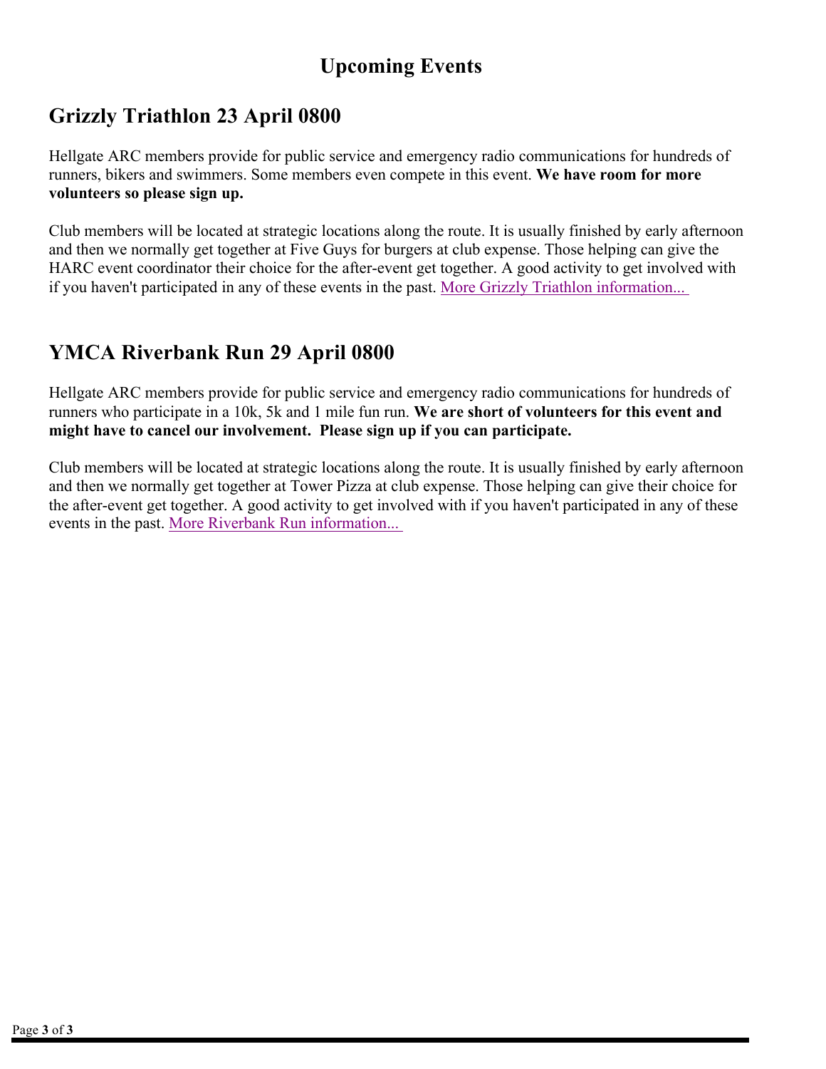# Upcoming Events

## Grizzly Triathlon 23 April 0800

Hellgate ARC members provide for public service and emergency radio communications for hundreds of runners, bikers and swimmers. Some members even compete in this event. **We have room for more volunteers so please sign up.**

Club members will be located at strategic locations along the route. It is usually finished by early afternoon and then we normally get together at Five Guys for burgers at club expense. Those helping can give the HARC event coordinator their choice for the after-event get together. A good activity to get involved with if you haven't participated in any of these events in the past. More Grizzly Triathlon information...

## YMCA Riverbank Run 29 April 0800

Hellgate ARC members provide for public service and emergency radio communications for hundreds of runners who participate in a 10k, 5k and 1 mile fun run. **We are short of volunteers for this event and might have to cancel our involvement. Please sign up if you can participate.**

Club members will be located at strategic locations along the route. It is usually finished by early afternoon and then we normally get together at Tower Pizza at club expense. Those helping can give their choice for the after-event get together. A good activity to get involved with if you haven't participated in any of these events in the past. More Riverbank Run information...